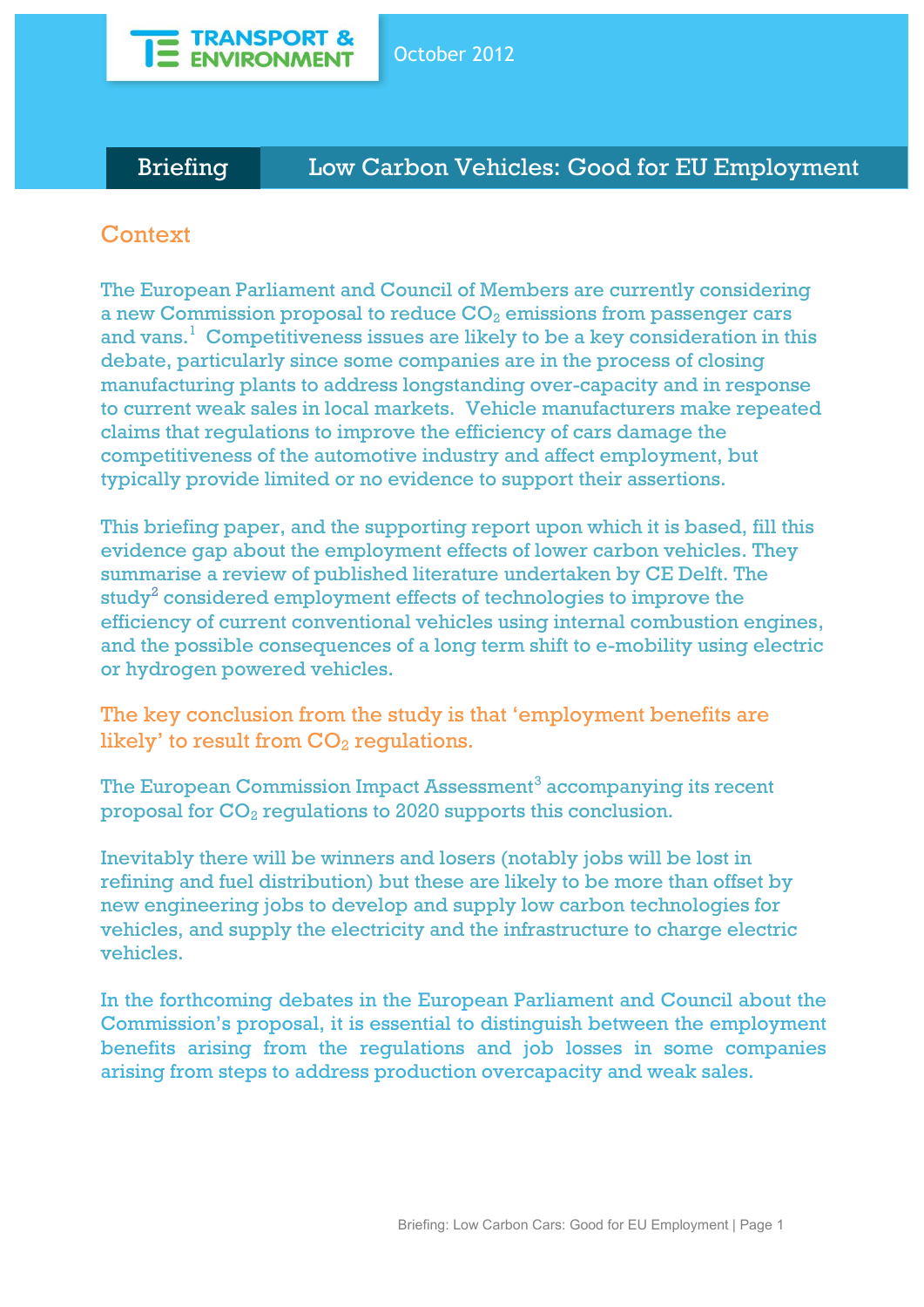TRANSPORT & ENVIRONMENT

October 2012

# Briefing — Low Carbon Vehicles: Good for EU Employment

## Context

The European Parliament and Council of Members are currently considering a new Commission proposal to reduce $CO_2$ emissions from passenger cars and vans.[1] Competitiveness issues are likely to be a key consideration in this debate, particularly since some companies are in the process of closing manufacturing plants to address longstanding over-capacity and in response to current weak sales in local markets. Vehicle manufacturers make repeated claims that regulations to improve the efficiency of cars damage the competitiveness of the automotive industry and affect employment, but typically provide limited or no evidence to support their assertions.

This briefing paper, and the supporting report upon which it is based, fill this evidence gap about the employment effects of lower carbon vehicles. They summarise a review of published literature undertaken by CE Delft. The study[2] considered employment effects of technologies to improve the efficiency of current conventional vehicles using internal combustion engines, and the possible consequences of a long term shift to e-mobility using electric or hydrogen powered vehicles.

The key conclusion from the study is that 'employment benefits are likely' to result from $CO_2$ regulations.

The European Commission Impact Assessment[3] accompanying its recent proposal for $CO_2$ regulations to 2020 supports this conclusion.

Inevitably there will be winners and losers (notably jobs will be lost in refining and fuel distribution) but these are likely to be more than offset by new engineering jobs to develop and supply low carbon technologies for vehicles, and supply the electricity and the infrastructure to charge electric vehicles.

In the forthcoming debates in the European Parliament and Council about the Commission's proposal, it is essential to distinguish between the employment benefits arising from the regulations and job losses in some companies arising from steps to address production overcapacity and weak sales.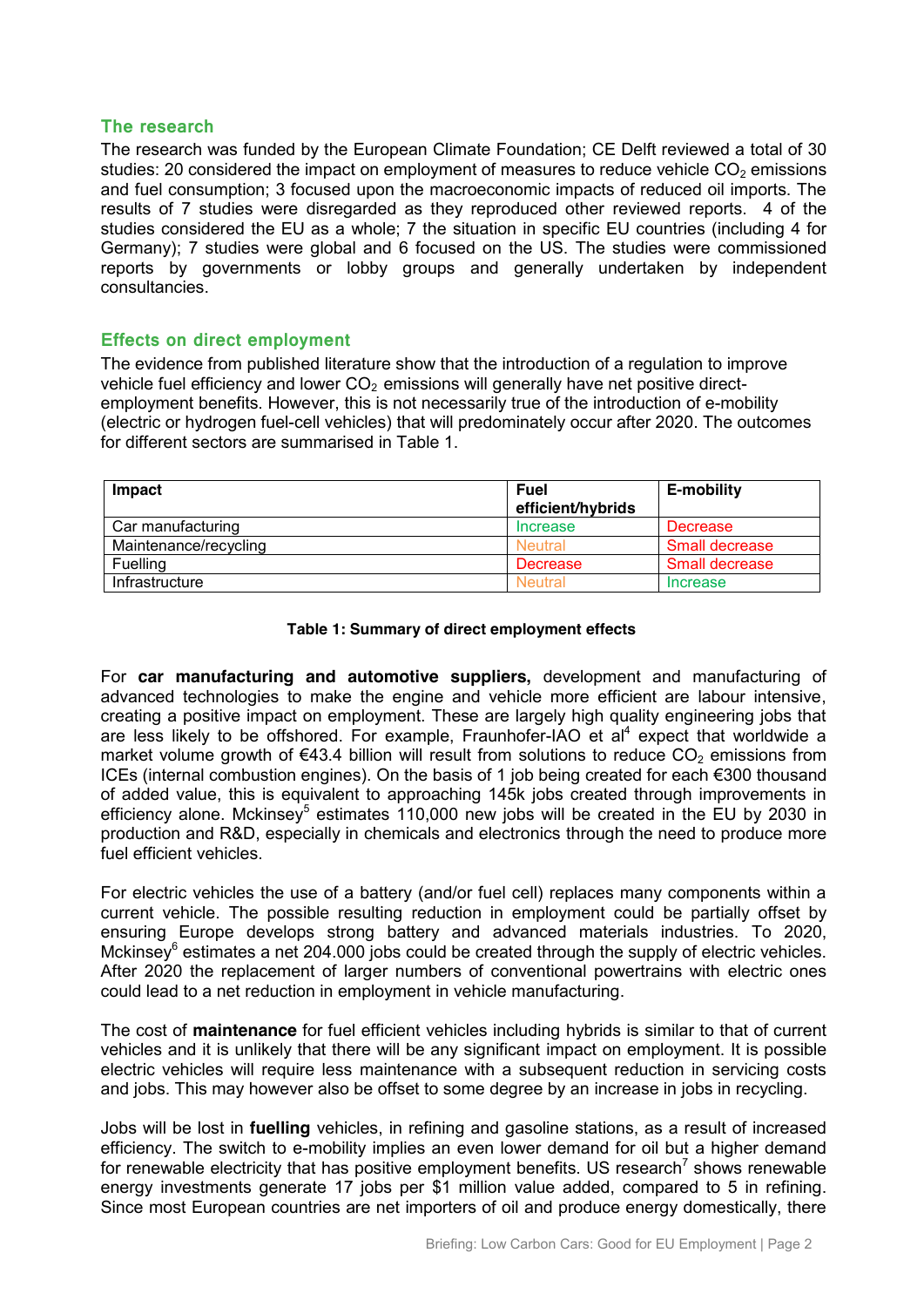## The research

The research was funded by the European Climate Foundation; CE Delft reviewed a total of 30 studies: 20 considered the impact on employment of measures to reduce vehicle $CO_2$ emissions and fuel consumption; 3 focused upon the macroeconomic impacts of reduced oil imports. The results of 7 studies were disregarded as they reproduced other reviewed reports. 4 of the studies considered the EU as a whole; 7 the situation in specific EU countries (including 4 for Germany); 7 studies were global and 6 focused on the US. The studies were commissioned reports by governments or lobby groups and generally undertaken by independent consultancies.

## Effects on direct employment

The evidence from published literature show that the introduction of a regulation to improve vehicle fuel efficiency and lower $CO_2$ emissions will generally have net positive direct-employment benefits. However, this is not necessarily true of the introduction of e-mobility (electric or hydrogen fuel-cell vehicles) that will predominately occur after 2020. The outcomes for different sectors are summarised in Table 1.

| Impact | Fuel efficient/hybrids | E-mobility |
|---|---|---|
| Car manufacturing | Increase | Decrease |
| Maintenance/recycling | Neutral | Small decrease |
| Fuelling | Decrease | Small decrease |
| Infrastructure | Neutral | Increase |

**Table 1: Summary of direct employment effects**

For **car manufacturing and automotive suppliers,** development and manufacturing of advanced technologies to make the engine and vehicle more efficient are labour intensive, creating a positive impact on employment. These are largely high quality engineering jobs that are less likely to be offshored. For example, Fraunhofer-IAO et al[4] expect that worldwide a market volume growth of €43.4 billion will result from solutions to reduce $CO_2$ emissions from ICEs (internal combustion engines). On the basis of 1 job being created for each €300 thousand of added value, this is equivalent to approaching 145k jobs created through improvements in efficiency alone. Mckinsey[5] estimates 110,000 new jobs will be created in the EU by 2030 in production and R&D, especially in chemicals and electronics through the need to produce more fuel efficient vehicles.

For electric vehicles the use of a battery (and/or fuel cell) replaces many components within a current vehicle. The possible resulting reduction in employment could be partially offset by ensuring Europe develops strong battery and advanced materials industries. To 2020, Mckinsey[6] estimates a net 204.000 jobs could be created through the supply of electric vehicles. After 2020 the replacement of larger numbers of conventional powertrains with electric ones could lead to a net reduction in employment in vehicle manufacturing.

The cost of **maintenance** for fuel efficient vehicles including hybrids is similar to that of current vehicles and it is unlikely that there will be any significant impact on employment. It is possible electric vehicles will require less maintenance with a subsequent reduction in servicing costs and jobs. This may however also be offset to some degree by an increase in jobs in recycling.

Jobs will be lost in **fuelling** vehicles, in refining and gasoline stations, as a result of increased efficiency. The switch to e-mobility implies an even lower demand for oil but a higher demand for renewable electricity that has positive employment benefits. US research[7] shows renewable energy investments generate 17 jobs per $1 million value added, compared to 5 in refining. Since most European countries are net importers of oil and produce energy domestically, there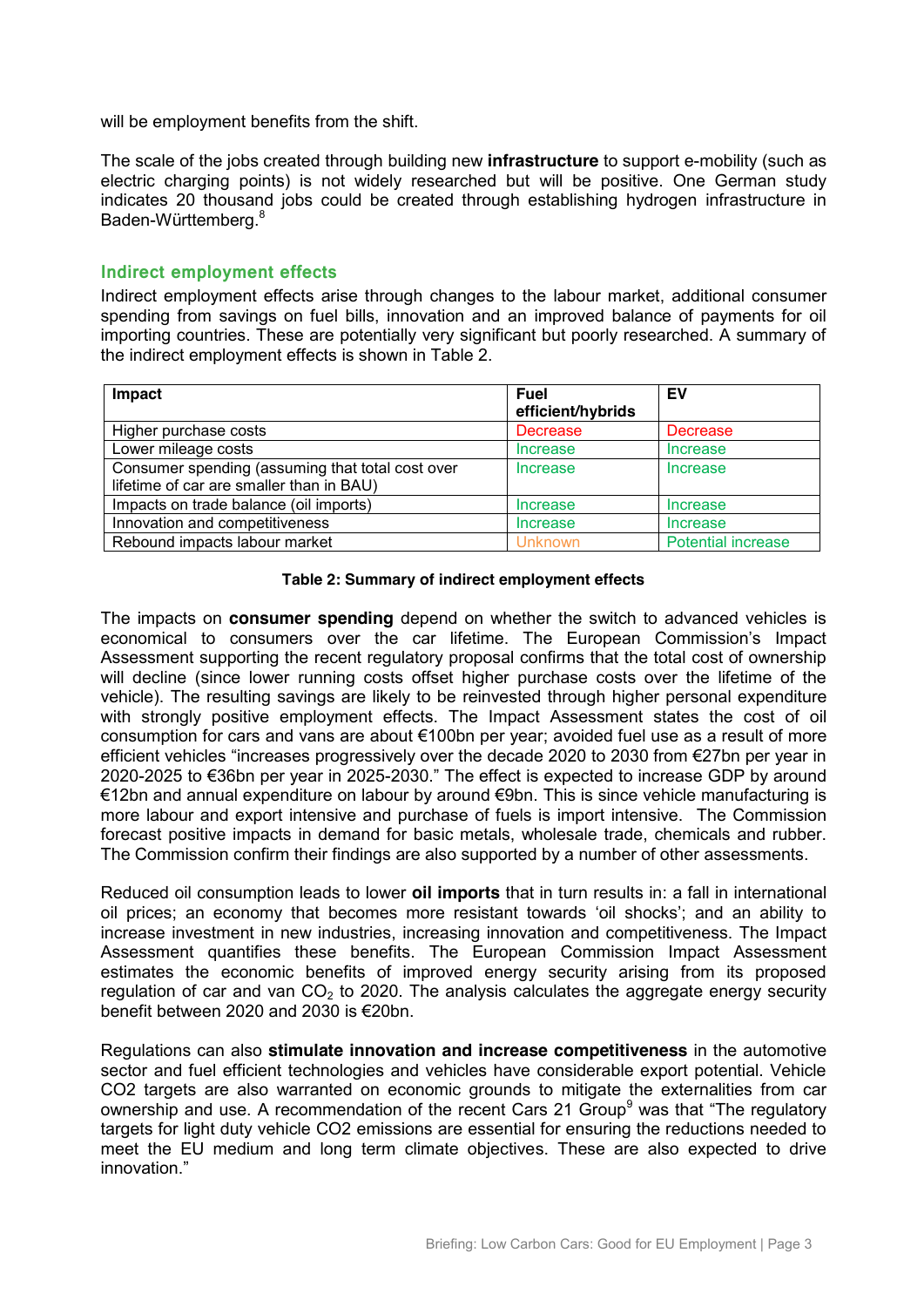will be employment benefits from the shift.

The scale of the jobs created through building new **infrastructure** to support e-mobility (such as electric charging points) is not widely researched but will be positive. One German study indicates 20 thousand jobs could be created through establishing hydrogen infrastructure in Baden-Württemberg.[8]

### Indirect employment effects

Indirect employment effects arise through changes to the labour market, additional consumer spending from savings on fuel bills, innovation and an improved balance of payments for oil importing countries. These are potentially very significant but poorly researched. A summary of the indirect employment effects is shown in Table 2.

| Impact | Fuel efficient/hybrids | EV |
|---|---|---|
| Higher purchase costs | Decrease | Decrease |
| Lower mileage costs | Increase | Increase |
| Consumer spending (assuming that total cost over lifetime of car are smaller than in BAU) | Increase | Increase |
| Impacts on trade balance (oil imports) | Increase | Increase |
| Innovation and competitiveness | Increase | Increase |
| Rebound impacts labour market | Unknown | Potential increase |

**Table 2: Summary of indirect employment effects**

The impacts on **consumer spending** depend on whether the switch to advanced vehicles is economical to consumers over the car lifetime. The European Commission's Impact Assessment supporting the recent regulatory proposal confirms that the total cost of ownership will decline (since lower running costs offset higher purchase costs over the lifetime of the vehicle). The resulting savings are likely to be reinvested through higher personal expenditure with strongly positive employment effects. The Impact Assessment states the cost of oil consumption for cars and vans are about €100bn per year; avoided fuel use as a result of more efficient vehicles "increases progressively over the decade 2020 to 2030 from €27bn per year in 2020-2025 to €36bn per year in 2025-2030." The effect is expected to increase GDP by around €12bn and annual expenditure on labour by around €9bn. This is since vehicle manufacturing is more labour and export intensive and purchase of fuels is import intensive. The Commission forecast positive impacts in demand for basic metals, wholesale trade, chemicals and rubber. The Commission confirm their findings are also supported by a number of other assessments.

Reduced oil consumption leads to lower **oil imports** that in turn results in: a fall in international oil prices; an economy that becomes more resistant towards 'oil shocks'; and an ability to increase investment in new industries, increasing innovation and competitiveness. The Impact Assessment quantifies these benefits. The European Commission Impact Assessment estimates the economic benefits of improved energy security arising from its proposed regulation of car and van $CO_2$ to 2020. The analysis calculates the aggregate energy security benefit between 2020 and 2030 is €20bn.

Regulations can also **stimulate innovation and increase competitiveness** in the automotive sector and fuel efficient technologies and vehicles have considerable export potential. Vehicle CO2 targets are also warranted on economic grounds to mitigate the externalities from car ownership and use. A recommendation of the recent Cars 21 Group[9] was that "The regulatory targets for light duty vehicle CO2 emissions are essential for ensuring the reductions needed to meet the EU medium and long term climate objectives. These are also expected to drive innovation."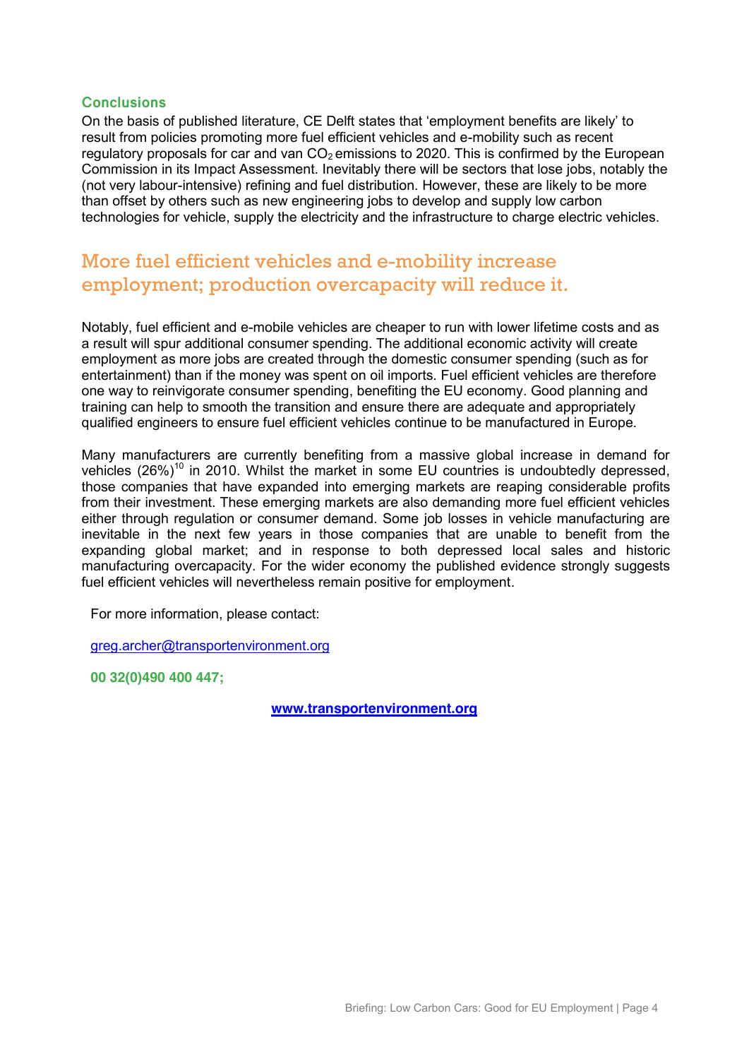### Conclusions

On the basis of published literature, CE Delft states that 'employment benefits are likely' to result from policies promoting more fuel efficient vehicles and e-mobility such as recent regulatory proposals for car and van $CO_2$ emissions to 2020. This is confirmed by the European Commission in its Impact Assessment. Inevitably there will be sectors that lose jobs, notably the (not very labour-intensive) refining and fuel distribution. However, these are likely to be more than offset by others such as new engineering jobs to develop and supply low carbon technologies for vehicle, supply the electricity and the infrastructure to charge electric vehicles.

## More fuel efficient vehicles and e-mobility increase employment; production overcapacity will reduce it.

Notably, fuel efficient and e-mobile vehicles are cheaper to run with lower lifetime costs and as a result will spur additional consumer spending. The additional economic activity will create employment as more jobs are created through the domestic consumer spending (such as for entertainment) than if the money was spent on oil imports. Fuel efficient vehicles are therefore one way to reinvigorate consumer spending, benefiting the EU economy. Good planning and training can help to smooth the transition and ensure there are adequate and appropriately qualified engineers to ensure fuel efficient vehicles continue to be manufactured in Europe.

Many manufacturers are currently benefiting from a massive global increase in demand for vehicles (26%)[10] in 2010. Whilst the market in some EU countries is undoubtedly depressed, those companies that have expanded into emerging markets are reaping considerable profits from their investment. These emerging markets are also demanding more fuel efficient vehicles either through regulation or consumer demand. Some job losses in vehicle manufacturing are inevitable in the next few years in those companies that are unable to benefit from the expanding global market; and in response to both depressed local sales and historic manufacturing overcapacity. For the wider economy the published evidence strongly suggests fuel efficient vehicles will nevertheless remain positive for employment.

For more information, please contact:

greg.archer@transportenvironment.org

**00 32(0)490 400 447;**

**www.transportenvironment.org**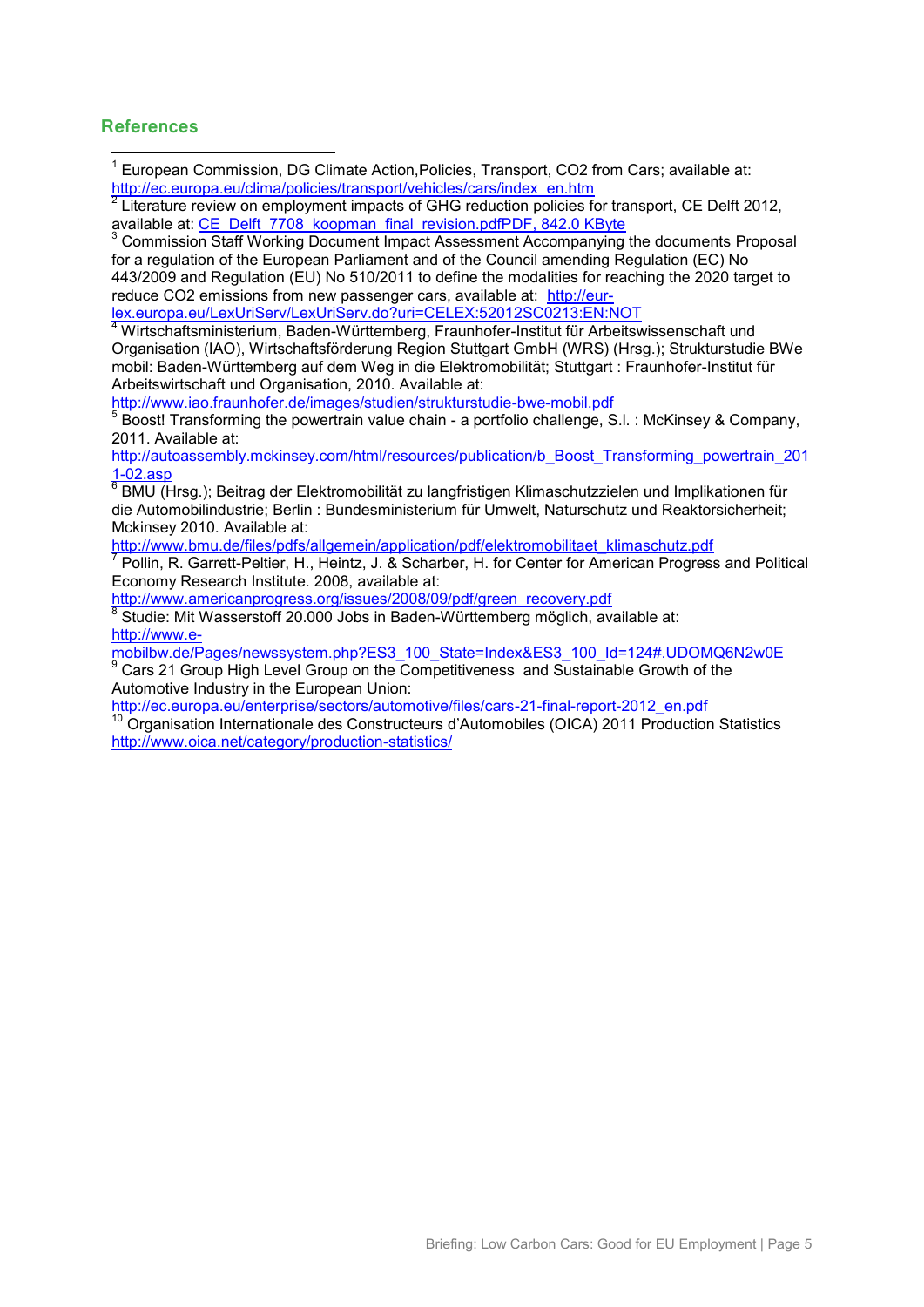## References

[1] European Commission, DG Climate Action,Policies, Transport, CO2 from Cars; available at: http://ec.europa.eu/clima/policies/transport/vehicles/cars/index_en.htm

[2] Literature review on employment impacts of GHG reduction policies for transport, CE Delft 2012, available at: CE_Delft_7708_koopman_final_revision.pdfPDF, 842.0 KByte

[3] Commission Staff Working Document Impact Assessment Accompanying the documents Proposal for a regulation of the European Parliament and of the Council amending Regulation (EC) No 443/2009 and Regulation (EU) No 510/2011 to define the modalities for reaching the 2020 target to reduce CO2 emissions from new passenger cars, available at: http://eur-lex.europa.eu/LexUriServ/LexUriServ.do?uri=CELEX:52012SC0213:EN:NOT

[4] Wirtschaftsministerium, Baden-Württemberg, Fraunhofer-Institut für Arbeitswissenschaft und Organisation (IAO), Wirtschaftsförderung Region Stuttgart GmbH (WRS) (Hrsg.); Strukturstudie BWe mobil: Baden-Württemberg auf dem Weg in die Elektromobilität; Stuttgart : Fraunhofer-Institut für Arbeitswirtschaft und Organisation, 2010. Available at: http://www.iao.fraunhofer.de/images/studien/strukturstudie-bwe-mobil.pdf

[5] Boost! Transforming the powertrain value chain - a portfolio challenge, S.l. : McKinsey & Company, 2011. Available at: http://autoassembly.mckinsey.com/html/resources/publication/b_Boost_Transforming_powertrain_2011-02.asp

[6] BMU (Hrsg.); Beitrag der Elektromobilität zu langfristigen Klimaschutzzielen und Implikationen für die Automobilindustrie; Berlin : Bundesministerium für Umwelt, Naturschutz und Reaktorsicherheit; Mckinsey 2010. Available at: http://www.bmu.de/files/pdfs/allgemein/application/pdf/elektromobilitaet_klimaschutz.pdf

[7] Pollin, R. Garrett-Peltier, H., Heintz, J. & Scharber, H. for Center for American Progress and Political Economy Research Institute. 2008, available at: http://www.americanprogress.org/issues/2008/09/pdf/green_recovery.pdf

[8] Studie: Mit Wasserstoff 20.000 Jobs in Baden-Württemberg möglich, available at: http://www.e-mobilbw.de/Pages/newssystem.php?ES3_100_State=Index&ES3_100_Id=124#.UDOMQ6N2w0E

[9] Cars 21 Group High Level Group on the Competitiveness and Sustainable Growth of the Automotive Industry in the European Union: http://ec.europa.eu/enterprise/sectors/automotive/files/cars-21-final-report-2012_en.pdf

[10] Organisation Internationale des Constructeurs d'Automobiles (OICA) 2011 Production Statistics http://www.oica.net/category/production-statistics/